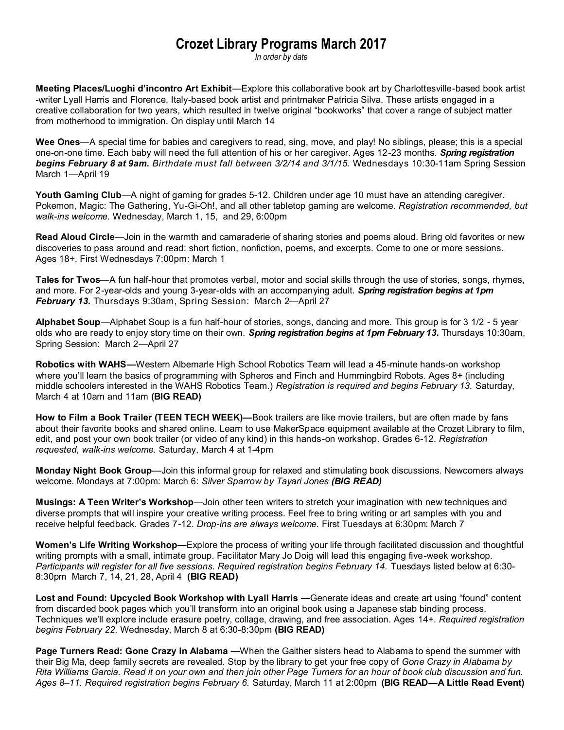# Crozet Library Programs March 2017

*In order by date*

**Meeting Places/Luoghi d'incontro Art Exhibit**—Explore this collaborative book art by Charlottesville-based book artist -writer Lyall Harris and Florence, Italy-based book artist and printmaker Patricia Silva. These artists engaged in a creative collaboration for two years, which resulted in twelve original "bookworks" that cover a range of subject matter from motherhood to immigration. On display until March 14

**Wee Ones**—A special time for babies and caregivers to read, sing, move, and play! No siblings, please; this is a special one-on-one time. Each baby will need the full attention of his or her caregiver. Ages 12-23 months. ***Spring registration begins February 8 at 9am.*** *Birthdate must fall between 3/2/14 and 3/1/15.* Wednesdays 10:30-11am Spring Session March 1—April 19

**Youth Gaming Club**—A night of gaming for grades 5-12. Children under age 10 must have an attending caregiver. Pokemon, Magic: The Gathering, Yu-Gi-Oh!, and all other tabletop gaming are welcome. *Registration recommended, but walk-ins welcome.* Wednesday, March 1, 15, and 29, 6:00pm

**Read Aloud Circle**—Join in the warmth and camaraderie of sharing stories and poems aloud. Bring old favorites or new discoveries to pass around and read: short fiction, nonfiction, poems, and excerpts. Come to one or more sessions. Ages 18+. First Wednesdays 7:00pm: March 1

**Tales for Twos**—A fun half-hour that promotes verbal, motor and social skills through the use of stories, songs, rhymes, and more. For 2-year-olds and young 3-year-olds with an accompanying adult. ***Spring registration begins at 1pm February 13.*** Thursdays 9:30am, Spring Session: March 2—April 27

**Alphabet Soup**—Alphabet Soup is a fun half-hour of stories, songs, dancing and more. This group is for 3 1/2 - 5 year olds who are ready to enjoy story time on their own. ***Spring registration begins at 1pm February 13.*** Thursdays 10:30am, Spring Session: March 2—April 27

**Robotics with WAHS—**Western Albemarle High School Robotics Team will lead a 45-minute hands-on workshop where you'll learn the basics of programming with Spheros and Finch and Hummingbird Robots. Ages 8+ (including middle schoolers interested in the WAHS Robotics Team.) *Registration is required and begins February 13.* Saturday, March 4 at 10am and 11am **(BIG READ)**

**How to Film a Book Trailer (TEEN TECH WEEK)—**Book trailers are like movie trailers, but are often made by fans about their favorite books and shared online. Learn to use MakerSpace equipment available at the Crozet Library to film, edit, and post your own book trailer (or video of any kind) in this hands-on workshop. Grades 6-12. *Registration requested, walk-ins welcome.* Saturday, March 4 at 1-4pm

**Monday Night Book Group**—Join this informal group for relaxed and stimulating book discussions. Newcomers always welcome. Mondays at 7:00pm: March 6: *Silver Sparrow by Tayari Jones* ***(BIG READ)***

**Musings: A Teen Writer's Workshop**—Join other teen writers to stretch your imagination with new techniques and diverse prompts that will inspire your creative writing process. Feel free to bring writing or art samples with you and receive helpful feedback. Grades 7-12. *Drop-ins are always welcome.* First Tuesdays at 6:30pm: March 7

**Women's Life Writing Workshop—**Explore the process of writing your life through facilitated discussion and thoughtful writing prompts with a small, intimate group. Facilitator Mary Jo Doig will lead this engaging five-week workshop. *Participants will register for all five sessions. Required registration begins February 14.* Tuesdays listed below at 6:30-8:30pm March 7, 14, 21, 28, April 4 **(BIG READ)**

**Lost and Found: Upcycled Book Workshop with Lyall Harris —**Generate ideas and create art using "found" content from discarded book pages which you'll transform into an original book using a Japanese stab binding process. Techniques we'll explore include erasure poetry, collage, drawing, and free association. Ages 14+. *Required registration begins February 22.* Wednesday, March 8 at 6:30-8:30pm **(BIG READ)**

**Page Turners Read: Gone Crazy in Alabama —**When the Gaither sisters head to Alabama to spend the summer with their Big Ma, deep family secrets are revealed. Stop by the library to get your free copy of *Gone Crazy in Alabama by Rita Williams Garcia. Read it on your own and then join other Page Turners for an hour of book club discussion and fun. Ages 8–11. Required registration begins February 6.* Saturday, March 11 at 2:00pm **(BIG READ—A Little Read Event)**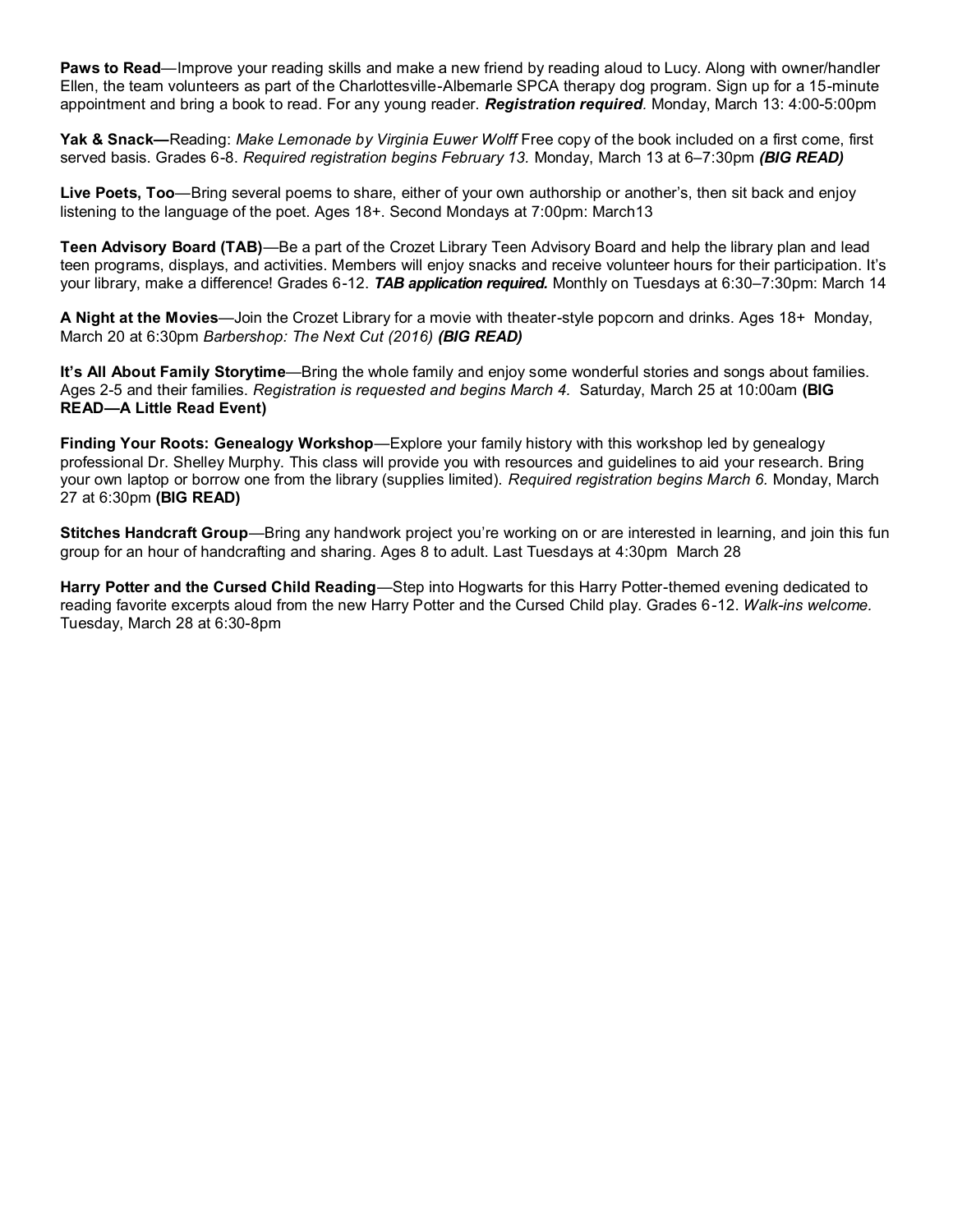**Paws to Read**—Improve your reading skills and make a new friend by reading aloud to Lucy. Along with owner/handler Ellen, the team volunteers as part of the Charlottesville-Albemarle SPCA therapy dog program. Sign up for a 15-minute appointment and bring a book to read. For any young reader. ***Registration required***. Monday, March 13: 4:00-5:00pm

**Yak & Snack—**Reading: *Make Lemonade by Virginia Euwer Wolff* Free copy of the book included on a first come, first served basis. Grades 6-8. *Required registration begins February 13.* Monday, March 13 at 6–7:30pm ***(BIG READ)***

**Live Poets, Too**—Bring several poems to share, either of your own authorship or another's, then sit back and enjoy listening to the language of the poet. Ages 18+. Second Mondays at 7:00pm: March13

**Teen Advisory Board (TAB)**—Be a part of the Crozet Library Teen Advisory Board and help the library plan and lead teen programs, displays, and activities. Members will enjoy snacks and receive volunteer hours for their participation. It's your library, make a difference! Grades 6-12. ***TAB application required.*** Monthly on Tuesdays at 6:30–7:30pm: March 14

**A Night at the Movies**—Join the Crozet Library for a movie with theater-style popcorn and drinks. Ages 18+ Monday, March 20 at 6:30pm *Barbershop: The Next Cut (2016)* ***(BIG READ)***

**It's All About Family Storytime**—Bring the whole family and enjoy some wonderful stories and songs about families. Ages 2-5 and their families. *Registration is requested and begins March 4.* Saturday, March 25 at 10:00am **(BIG READ—A Little Read Event)**

**Finding Your Roots: Genealogy Workshop**—Explore your family history with this workshop led by genealogy professional Dr. Shelley Murphy. This class will provide you with resources and guidelines to aid your research. Bring your own laptop or borrow one from the library (supplies limited). *Required registration begins March 6.* Monday, March 27 at 6:30pm **(BIG READ)**

**Stitches Handcraft Group**—Bring any handwork project you're working on or are interested in learning, and join this fun group for an hour of handcrafting and sharing. Ages 8 to adult. Last Tuesdays at 4:30pm March 28

**Harry Potter and the Cursed Child Reading**—Step into Hogwarts for this Harry Potter-themed evening dedicated to reading favorite excerpts aloud from the new Harry Potter and the Cursed Child play. Grades 6-12. *Walk-ins welcome*. Tuesday, March 28 at 6:30-8pm